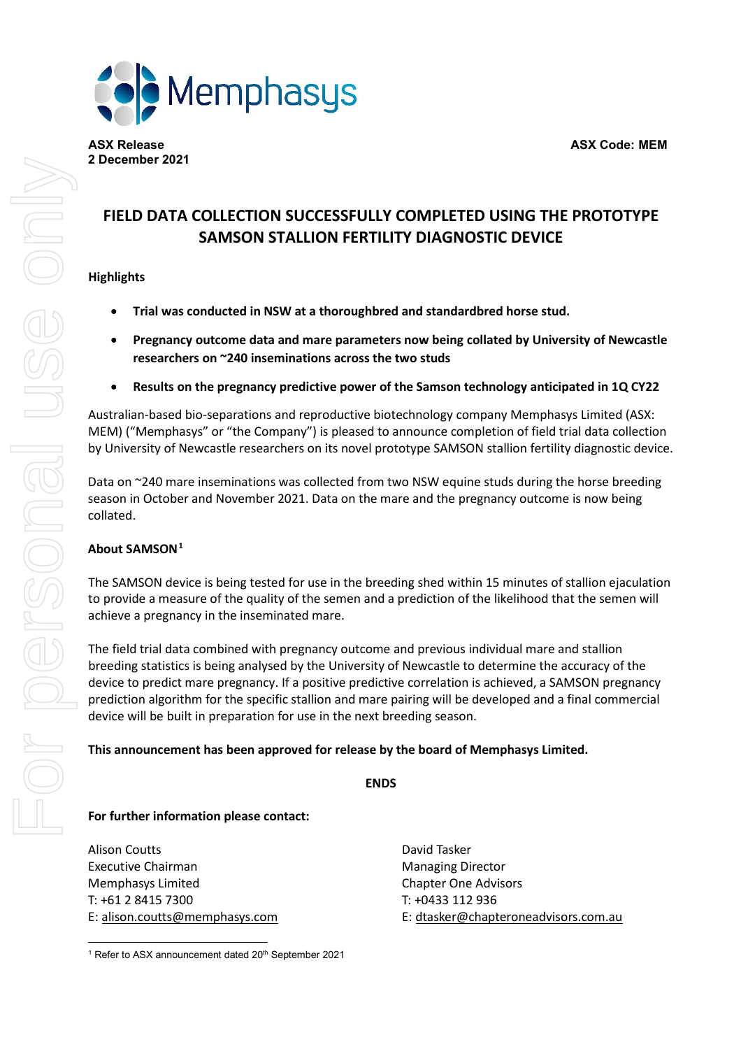**ASX Release**
**2 December 2021**

**ASX Code: MEM**

# FIELD DATA COLLECTION SUCCESSFULLY COMPLETED USING THE PROTOTYPE SAMSON STALLION FERTILITY DIAGNOSTIC DEVICE

**Highlights**

- **Trial was conducted in NSW at a thoroughbred and standardbred horse stud.**
- **Pregnancy outcome data and mare parameters now being collated by University of Newcastle researchers on ~240 inseminations across the two studs**
- **Results on the pregnancy predictive power of the Samson technology anticipated in 1Q CY22**

Australian-based bio-separations and reproductive biotechnology company Memphasys Limited (ASX: MEM) ("Memphasys" or "the Company") is pleased to announce completion of field trial data collection by University of Newcastle researchers on its novel prototype SAMSON stallion fertility diagnostic device.

Data on ~240 mare inseminations was collected from two NSW equine studs during the horse breeding season in October and November 2021. Data on the mare and the pregnancy outcome is now being collated.

**About SAMSON[1]**

The SAMSON device is being tested for use in the breeding shed within 15 minutes of stallion ejaculation to provide a measure of the quality of the semen and a prediction of the likelihood that the semen will achieve a pregnancy in the inseminated mare.

The field trial data combined with pregnancy outcome and previous individual mare and stallion breeding statistics is being analysed by the University of Newcastle to determine the accuracy of the device to predict mare pregnancy. If a positive predictive correlation is achieved, a SAMSON pregnancy prediction algorithm for the specific stallion and mare pairing will be developed and a final commercial device will be built in preparation for use in the next breeding season.

**This announcement has been approved for release by the board of Memphasys Limited.**

**ENDS**

**For further information please contact:**

Alison Coutts
Executive Chairman
Memphasys Limited
T: +61 2 8415 7300
E: alison.coutts@memphasys.com

David Tasker
Managing Director
Chapter One Advisors
T: +0433 112 936
E: dtasker@chapteroneadvisors.com.au

[1] Refer to ASX announcement dated 20th September 2021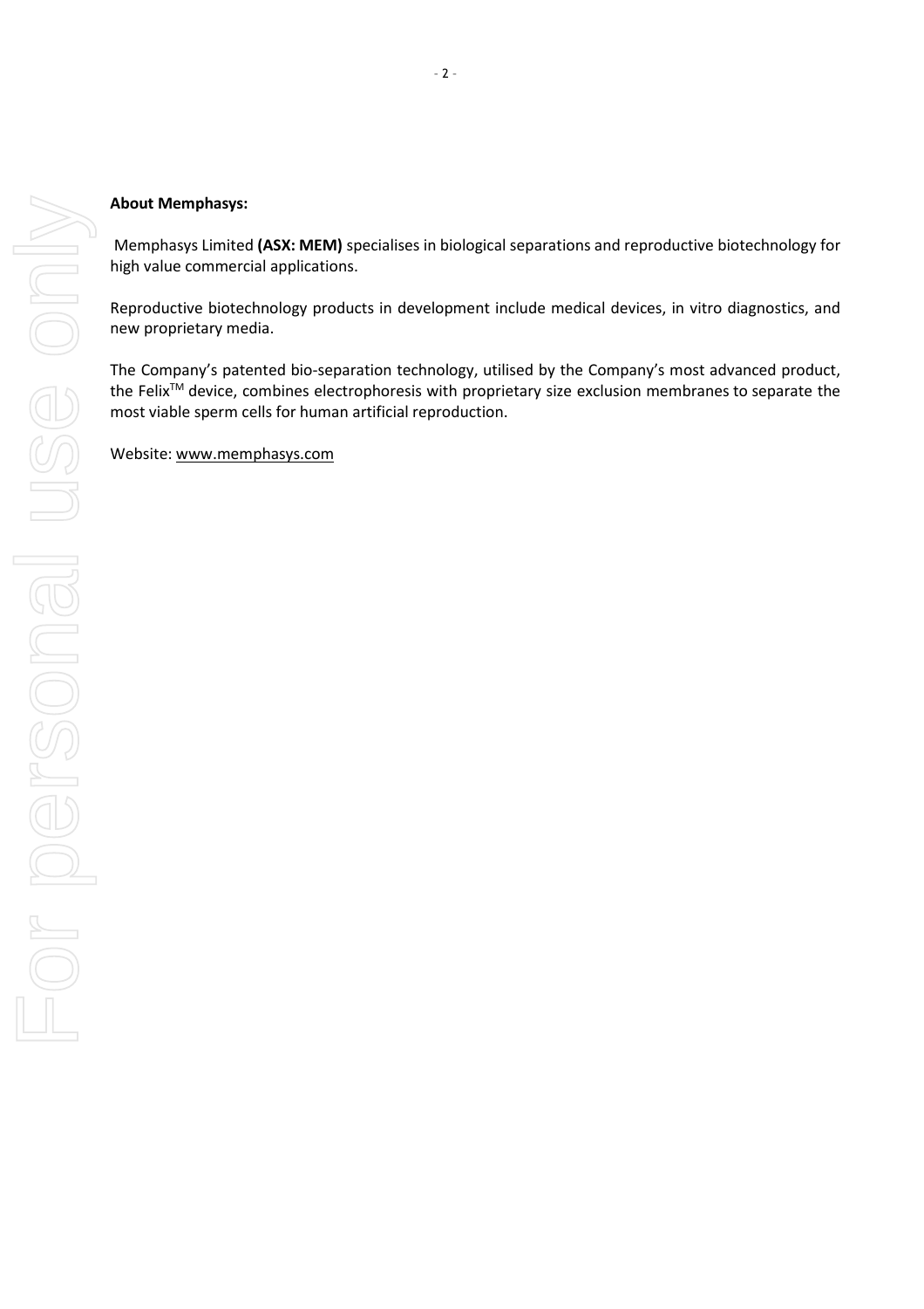**About Memphasys:**

Memphasys Limited **(ASX: MEM)** specialises in biological separations and reproductive biotechnology for high value commercial applications.

Reproductive biotechnology products in development include medical devices, in vitro diagnostics, and new proprietary media.

The Company's patented bio-separation technology, utilised by the Company's most advanced product, the Felix™ device, combines electrophoresis with proprietary size exclusion membranes to separate the most viable sperm cells for human artificial reproduction.

Website: www.memphasys.com